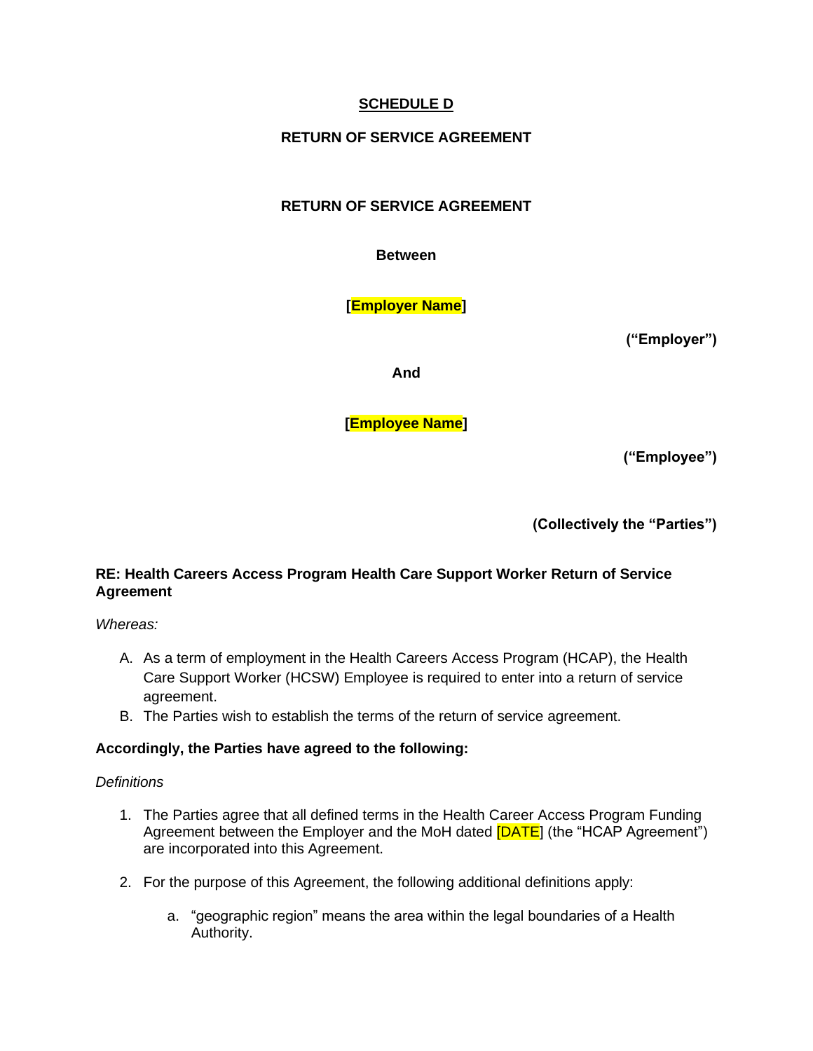**SCHEDULE D**

**RETURN OF SERVICE AGREEMENT**

**RETURN OF SERVICE AGREEMENT**

**Between**

**[Employer Name]**

**("Employer")**

**And**

**[Employee Name]**

**("Employee")**

**(Collectively the "Parties")**

**RE: Health Careers Access Program Health Care Support Worker Return of Service Agreement**

*Whereas:*

A. As a term of employment in the Health Careers Access Program (HCAP), the Health Care Support Worker (HCSW) Employee is required to enter into a return of service agreement.
B. The Parties wish to establish the terms of the return of service agreement.

**Accordingly, the Parties have agreed to the following:**

*Definitions*

1. The Parties agree that all defined terms in the Health Career Access Program Funding Agreement between the Employer and the MoH dated [DATE] (the "HCAP Agreement") are incorporated into this Agreement.

2. For the purpose of this Agreement, the following additional definitions apply:

    a. "geographic region" means the area within the legal boundaries of a Health Authority.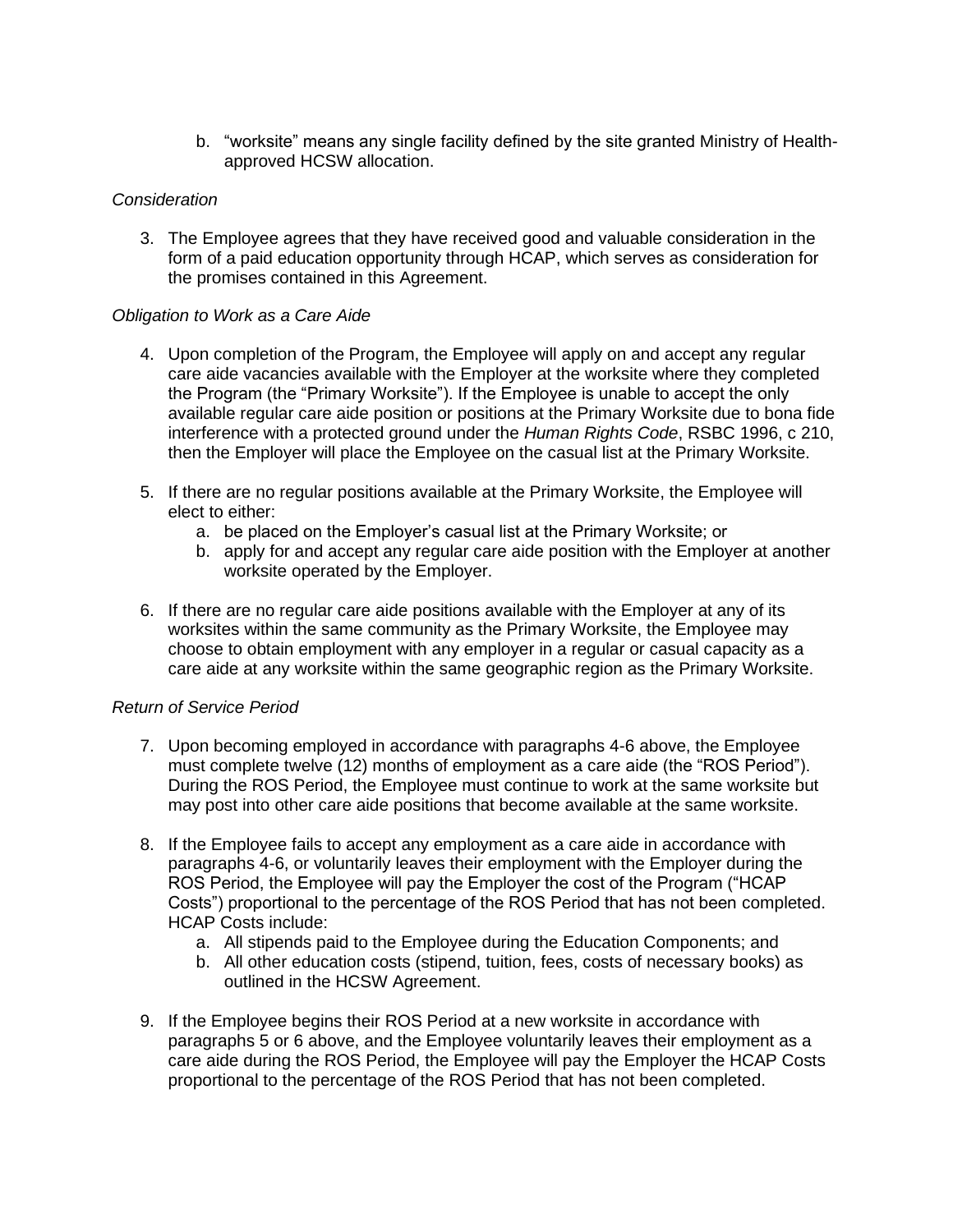b. “worksite” means any single facility defined by the site granted Ministry of Health-approved HCSW allocation.

*Consideration*

3. The Employee agrees that they have received good and valuable consideration in the form of a paid education opportunity through HCAP, which serves as consideration for the promises contained in this Agreement.

*Obligation to Work as a Care Aide*

4. Upon completion of the Program, the Employee will apply on and accept any regular care aide vacancies available with the Employer at the worksite where they completed the Program (the “Primary Worksite”). If the Employee is unable to accept the only available regular care aide position or positions at the Primary Worksite due to bona fide interference with a protected ground under the *Human Rights Code*, RSBC 1996, c 210, then the Employer will place the Employee on the casual list at the Primary Worksite.

5. If there are no regular positions available at the Primary Worksite, the Employee will elect to either:
   a. be placed on the Employer’s casual list at the Primary Worksite; or
   b. apply for and accept any regular care aide position with the Employer at another worksite operated by the Employer.

6. If there are no regular care aide positions available with the Employer at any of its worksites within the same community as the Primary Worksite, the Employee may choose to obtain employment with any employer in a regular or casual capacity as a care aide at any worksite within the same geographic region as the Primary Worksite.

*Return of Service Period*

7. Upon becoming employed in accordance with paragraphs 4-6 above, the Employee must complete twelve (12) months of employment as a care aide (the “ROS Period”). During the ROS Period, the Employee must continue to work at the same worksite but may post into other care aide positions that become available at the same worksite.

8. If the Employee fails to accept any employment as a care aide in accordance with paragraphs 4-6, or voluntarily leaves their employment with the Employer during the ROS Period, the Employee will pay the Employer the cost of the Program (“HCAP Costs”) proportional to the percentage of the ROS Period that has not been completed. HCAP Costs include:
   a. All stipends paid to the Employee during the Education Components; and
   b. All other education costs (stipend, tuition, fees, costs of necessary books) as outlined in the HCSW Agreement.

9. If the Employee begins their ROS Period at a new worksite in accordance with paragraphs 5 or 6 above, and the Employee voluntarily leaves their employment as a care aide during the ROS Period, the Employee will pay the Employer the HCAP Costs proportional to the percentage of the ROS Period that has not been completed.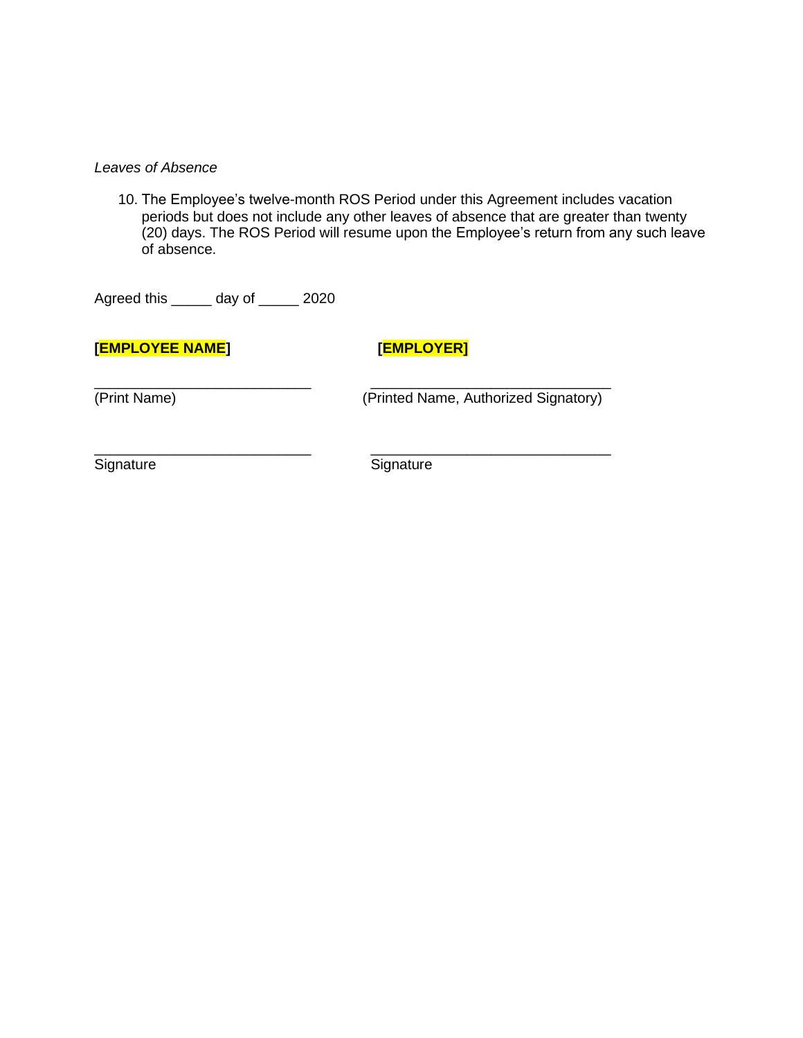*Leaves of Absence*

10. The Employee's twelve-month ROS Period under this Agreement includes vacation periods but does not include any other leaves of absence that are greater than twenty (20) days. The ROS Period will resume upon the Employee's return from any such leave of absence.

Agreed this _____ day of _____ 2020

| | |
|---|---|
| **[EMPLOYEE NAME]** | **[EMPLOYER]** |
| ___________________________ | ______________________________ |
| (Print Name) | (Printed Name, Authorized Signatory) |
| ___________________________ | ______________________________ |
| Signature | Signature |